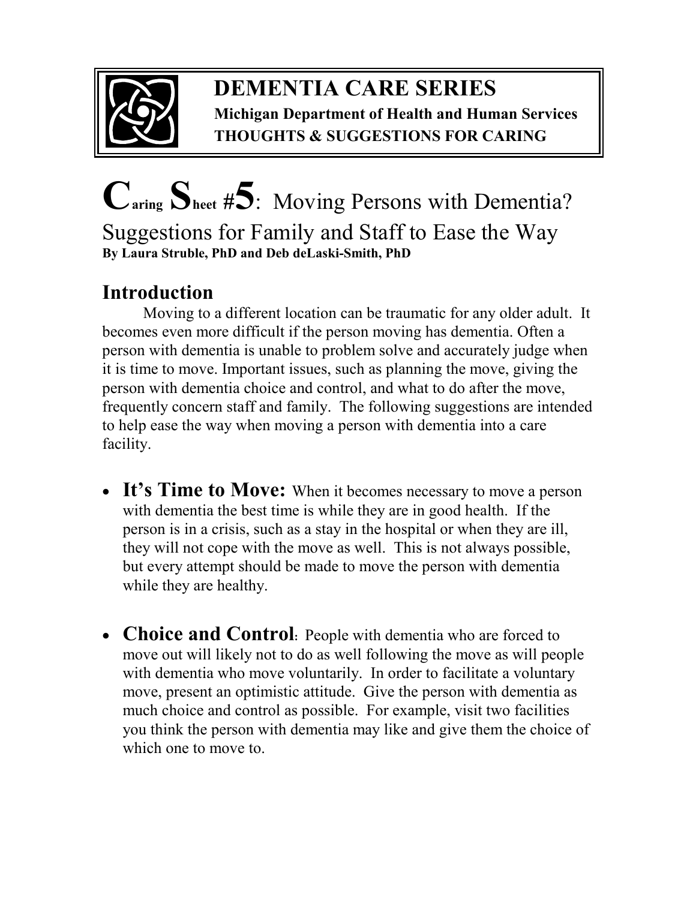# DEMENTIA CARE SERIES

**Michigan Department of Health and Human Services**
**THOUGHTS & SUGGESTIONS FOR CARING**

# Caring Sheet #5: Moving Persons with Dementia? Suggestions for Family and Staff to Ease the Way

**By Laura Struble, PhD and Deb deLaski-Smith, PhD**

## Introduction

Moving to a different location can be traumatic for any older adult. It becomes even more difficult if the person moving has dementia. Often a person with dementia is unable to problem solve and accurately judge when it is time to move. Important issues, such as planning the move, giving the person with dementia choice and control, and what to do after the move, frequently concern staff and family. The following suggestions are intended to help ease the way when moving a person with dementia into a care facility.

- **It's Time to Move:** When it becomes necessary to move a person with dementia the best time is while they are in good health. If the person is in a crisis, such as a stay in the hospital or when they are ill, they will not cope with the move as well. This is not always possible, but every attempt should be made to move the person with dementia while they are healthy.

- **Choice and Control**: People with dementia who are forced to move out will likely not to do as well following the move as will people with dementia who move voluntarily. In order to facilitate a voluntary move, present an optimistic attitude. Give the person with dementia as much choice and control as possible. For example, visit two facilities you think the person with dementia may like and give them the choice of which one to move to.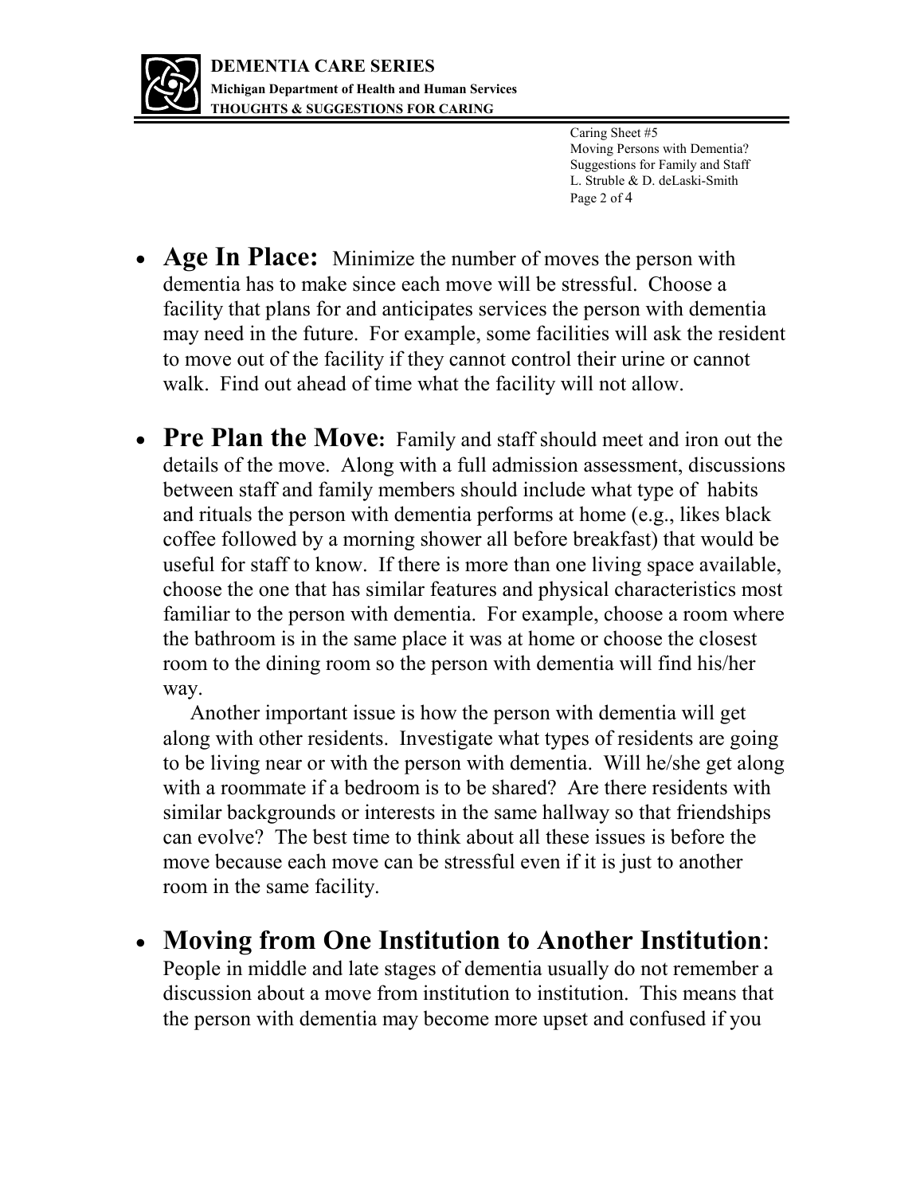- **Age In Place:** Minimize the number of moves the person with dementia has to make since each move will be stressful. Choose a facility that plans for and anticipates services the person with dementia may need in the future. For example, some facilities will ask the resident to move out of the facility if they cannot control their urine or cannot walk. Find out ahead of time what the facility will not allow.

- **Pre Plan the Move:** Family and staff should meet and iron out the details of the move. Along with a full admission assessment, discussions between staff and family members should include what type of habits and rituals the person with dementia performs at home (e.g., likes black coffee followed by a morning shower all before breakfast) that would be useful for staff to know. If there is more than one living space available, choose the one that has similar features and physical characteristics most familiar to the person with dementia. For example, choose a room where the bathroom is in the same place it was at home or choose the closest room to the dining room so the person with dementia will find his/her way.

  Another important issue is how the person with dementia will get along with other residents. Investigate what types of residents are going to be living near or with the person with dementia. Will he/she get along with a roommate if a bedroom is to be shared? Are there residents with similar backgrounds or interests in the same hallway so that friendships can evolve? The best time to think about all these issues is before the move because each move can be stressful even if it is just to another room in the same facility.

- **Moving from One Institution to Another Institution**: People in middle and late stages of dementia usually do not remember a discussion about a move from institution to institution. This means that the person with dementia may become more upset and confused if you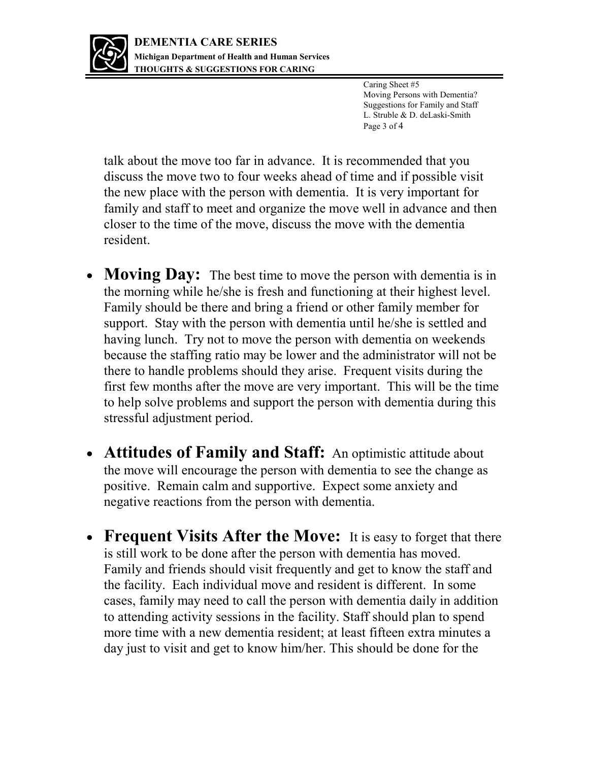talk about the move too far in advance. It is recommended that you discuss the move two to four weeks ahead of time and if possible visit the new place with the person with dementia. It is very important for family and staff to meet and organize the move well in advance and then closer to the time of the move, discuss the move with the dementia resident.

- **Moving Day:** The best time to move the person with dementia is in the morning while he/she is fresh and functioning at their highest level. Family should be there and bring a friend or other family member for support. Stay with the person with dementia until he/she is settled and having lunch. Try not to move the person with dementia on weekends because the staffing ratio may be lower and the administrator will not be there to handle problems should they arise. Frequent visits during the first few months after the move are very important. This will be the time to help solve problems and support the person with dementia during this stressful adjustment period.

- **Attitudes of Family and Staff:** An optimistic attitude about the move will encourage the person with dementia to see the change as positive. Remain calm and supportive. Expect some anxiety and negative reactions from the person with dementia.

- **Frequent Visits After the Move:** It is easy to forget that there is still work to be done after the person with dementia has moved. Family and friends should visit frequently and get to know the staff and the facility. Each individual move and resident is different. In some cases, family may need to call the person with dementia daily in addition to attending activity sessions in the facility. Staff should plan to spend more time with a new dementia resident; at least fifteen extra minutes a day just to visit and get to know him/her. This should be done for the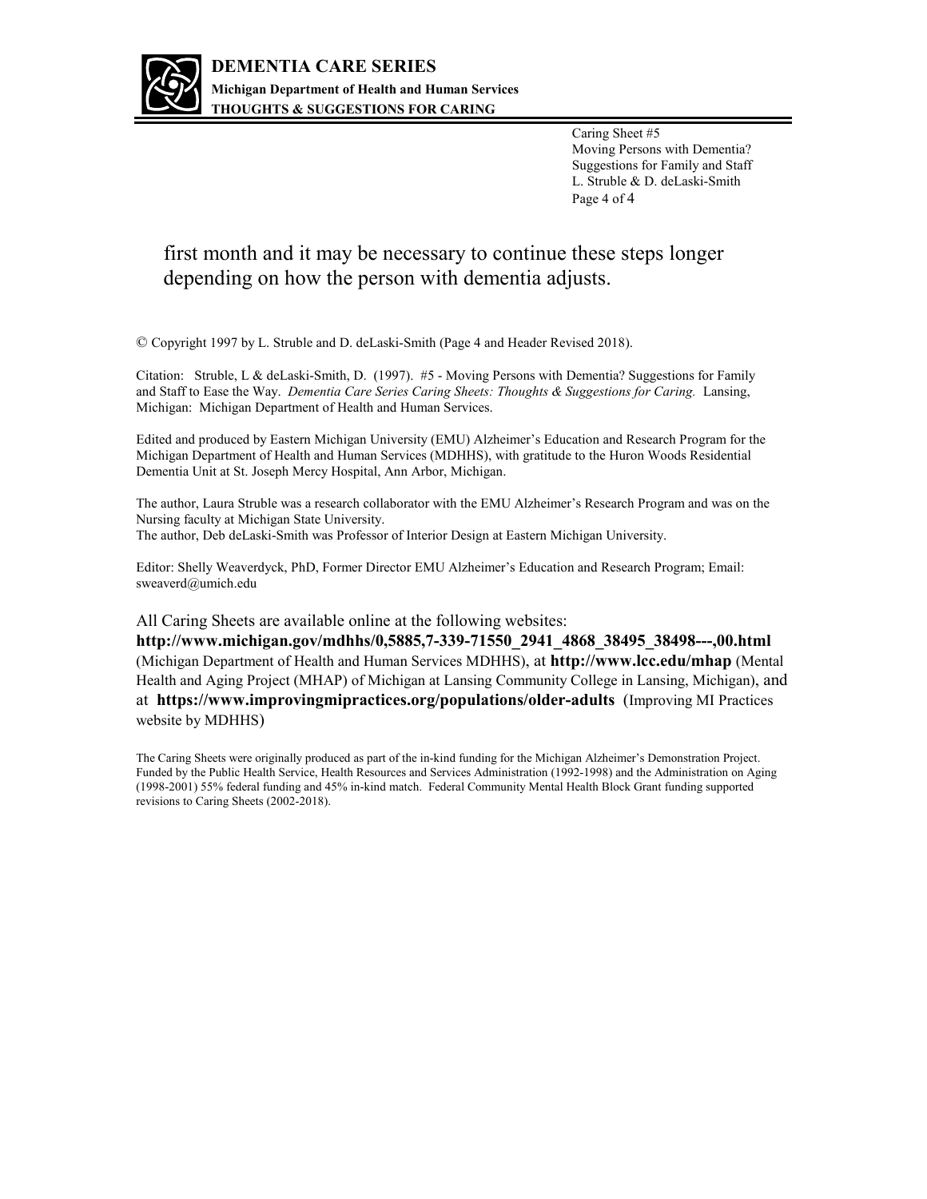first month and it may be necessary to continue these steps longer depending on how the person with dementia adjusts.

© Copyright 1997 by L. Struble and D. deLaski-Smith (Page 4 and Header Revised 2018).

Citation: Struble, L & deLaski-Smith, D. (1997). #5 - Moving Persons with Dementia? Suggestions for Family and Staff to Ease the Way. *Dementia Care Series Caring Sheets: Thoughts & Suggestions for Caring.* Lansing, Michigan: Michigan Department of Health and Human Services.

Edited and produced by Eastern Michigan University (EMU) Alzheimer's Education and Research Program for the Michigan Department of Health and Human Services (MDHHS), with gratitude to the Huron Woods Residential Dementia Unit at St. Joseph Mercy Hospital, Ann Arbor, Michigan.

The author, Laura Struble was a research collaborator with the EMU Alzheimer's Research Program and was on the Nursing faculty at Michigan State University.
The author, Deb deLaski-Smith was Professor of Interior Design at Eastern Michigan University.

Editor: Shelly Weaverdyck, PhD, Former Director EMU Alzheimer's Education and Research Program; Email: sweaverd@umich.edu

All Caring Sheets are available online at the following websites:
**http://www.michigan.gov/mdhhs/0,5885,7-339-71550_2941_4868_38495_38498---,00.html** (Michigan Department of Health and Human Services MDHHS), at **http://www.lcc.edu/mhap** (Mental Health and Aging Project (MHAP) of Michigan at Lansing Community College in Lansing, Michigan), and at **https://www.improvingmipractices.org/populations/older-adults** (Improving MI Practices website by MDHHS)

The Caring Sheets were originally produced as part of the in-kind funding for the Michigan Alzheimer's Demonstration Project. Funded by the Public Health Service, Health Resources and Services Administration (1992-1998) and the Administration on Aging (1998-2001) 55% federal funding and 45% in-kind match. Federal Community Mental Health Block Grant funding supported revisions to Caring Sheets (2002-2018).